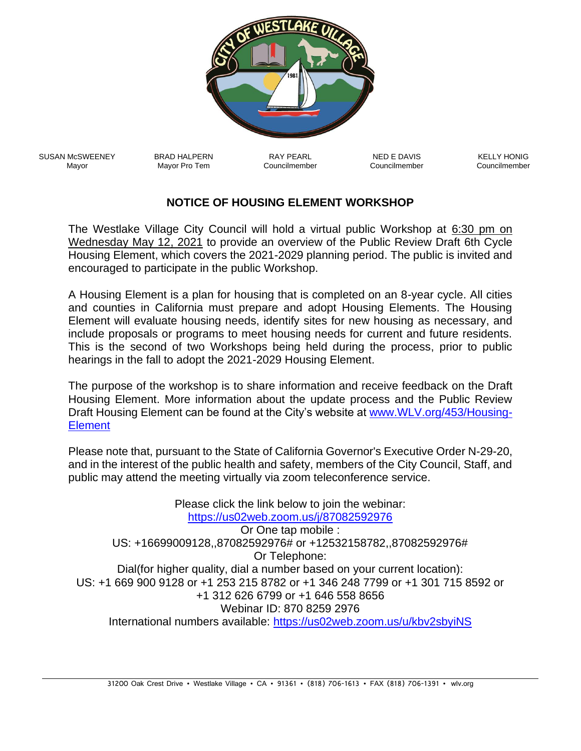SUSAN McSWEENEY
Mayor

BRAD HALPERN
Mayor Pro Tem

RAY PEARL
Councilmember

NED E DAVIS
Councilmember

KELLY HONIG
Councilmember

## NOTICE OF HOUSING ELEMENT WORKSHOP

The Westlake Village City Council will hold a virtual public Workshop at 6:30 pm on Wednesday May 12, 2021 to provide an overview of the Public Review Draft 6th Cycle Housing Element, which covers the 2021-2029 planning period. The public is invited and encouraged to participate in the public Workshop.

A Housing Element is a plan for housing that is completed on an 8-year cycle. All cities and counties in California must prepare and adopt Housing Elements. The Housing Element will evaluate housing needs, identify sites for new housing as necessary, and include proposals or programs to meet housing needs for current and future residents. This is the second of two Workshops being held during the process, prior to public hearings in the fall to adopt the 2021-2029 Housing Element.

The purpose of the workshop is to share information and receive feedback on the Draft Housing Element. More information about the update process and the Public Review Draft Housing Element can be found at the City's website at [www.WLV.org/453/Housing-Element](www.WLV.org/453/Housing-Element)

Please note that, pursuant to the State of California Governor's Executive Order N-29-20, and in the interest of the public health and safety, members of the City Council, Staff, and public may attend the meeting virtually via zoom teleconference service.

Please click the link below to join the webinar:
[https://us02web.zoom.us/j/87082592976](https://us02web.zoom.us/j/87082592976)
Or One tap mobile :
US: +16699009128,,87082592976# or +12532158782,,87082592976#
Or Telephone:
Dial(for higher quality, dial a number based on your current location):
US: +1 669 900 9128 or +1 253 215 8782 or +1 346 248 7799 or +1 301 715 8592 or +1 312 626 6799 or +1 646 558 8656
Webinar ID: 870 8259 2976
International numbers available: [https://us02web.zoom.us/u/kbv2sbyiNS](https://us02web.zoom.us/u/kbv2sbyiNS)

31200 Oak Crest Drive • Westlake Village • CA • 91361 • (818) 706-1613 • FAX (818) 706-1391 • wlv.org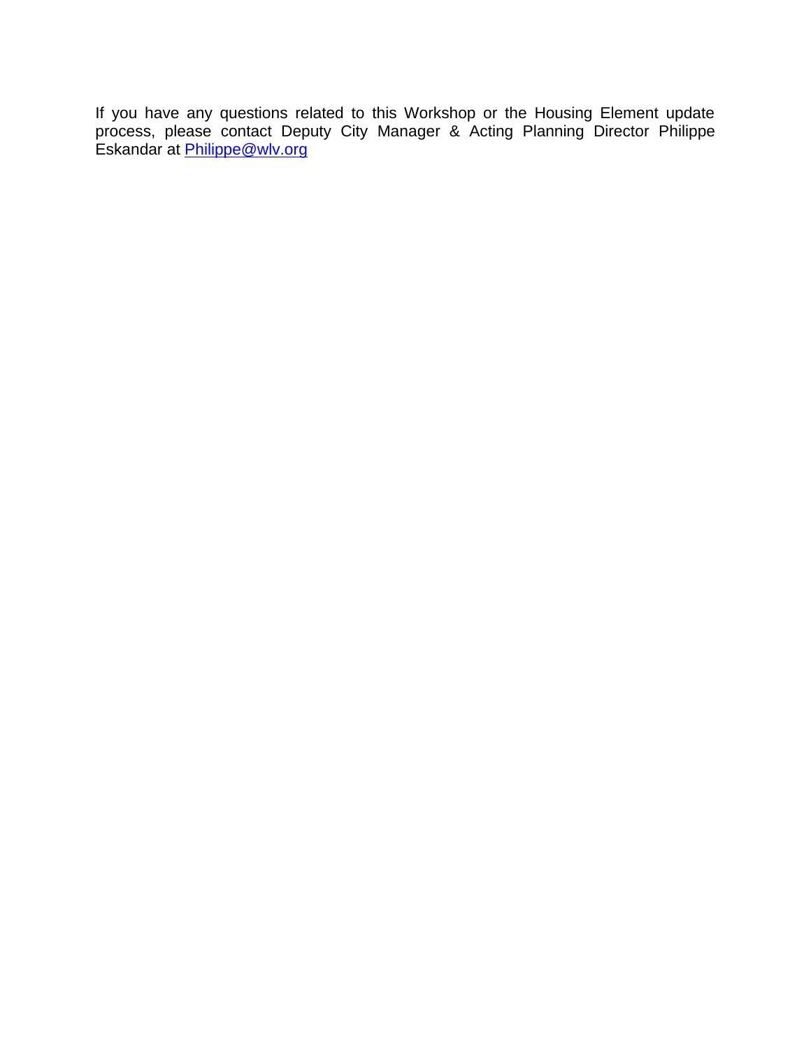If you have any questions related to this Workshop or the Housing Element update process, please contact Deputy City Manager & Acting Planning Director Philippe Eskandar at [Philippe@wlv.org](mailto:Philippe@wlv.org)